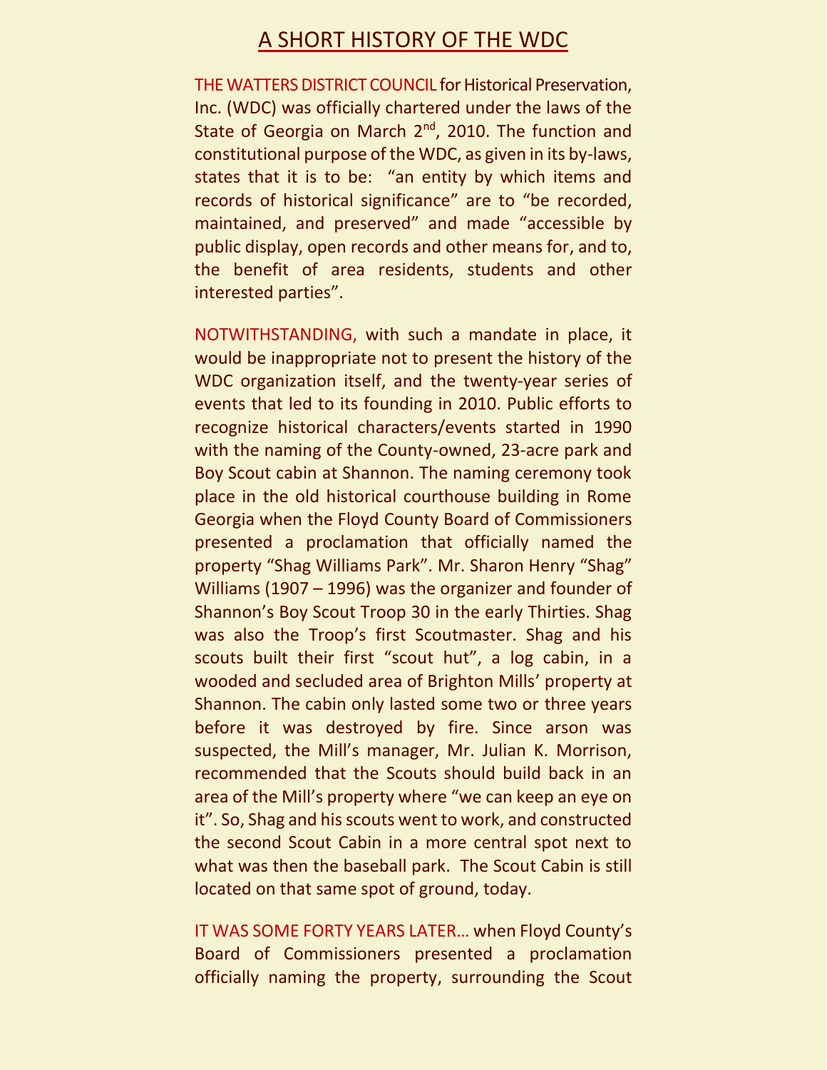# A SHORT HISTORY OF THE WDC

THE WATTERS DISTRICT COUNCIL for Historical Preservation, Inc. (WDC) was officially chartered under the laws of the State of Georgia on March 2nd, 2010. The function and constitutional purpose of the WDC, as given in its by-laws, states that it is to be: "an entity by which items and records of historical significance" are to "be recorded, maintained, and preserved" and made "accessible by public display, open records and other means for, and to, the benefit of area residents, students and other interested parties".

NOTWITHSTANDING, with such a mandate in place, it would be inappropriate not to present the history of the WDC organization itself, and the twenty-year series of events that led to its founding in 2010. Public efforts to recognize historical characters/events started in 1990 with the naming of the County-owned, 23-acre park and Boy Scout cabin at Shannon. The naming ceremony took place in the old historical courthouse building in Rome Georgia when the Floyd County Board of Commissioners presented a proclamation that officially named the property "Shag Williams Park". Mr. Sharon Henry "Shag" Williams (1907 – 1996) was the organizer and founder of Shannon's Boy Scout Troop 30 in the early Thirties. Shag was also the Troop's first Scoutmaster. Shag and his scouts built their first "scout hut", a log cabin, in a wooded and secluded area of Brighton Mills' property at Shannon. The cabin only lasted some two or three years before it was destroyed by fire. Since arson was suspected, the Mill's manager, Mr. Julian K. Morrison, recommended that the Scouts should build back in an area of the Mill's property where "we can keep an eye on it". So, Shag and his scouts went to work, and constructed the second Scout Cabin in a more central spot next to what was then the baseball park. The Scout Cabin is still located on that same spot of ground, today.

IT WAS SOME FORTY YEARS LATER… when Floyd County's Board of Commissioners presented a proclamation officially naming the property, surrounding the Scout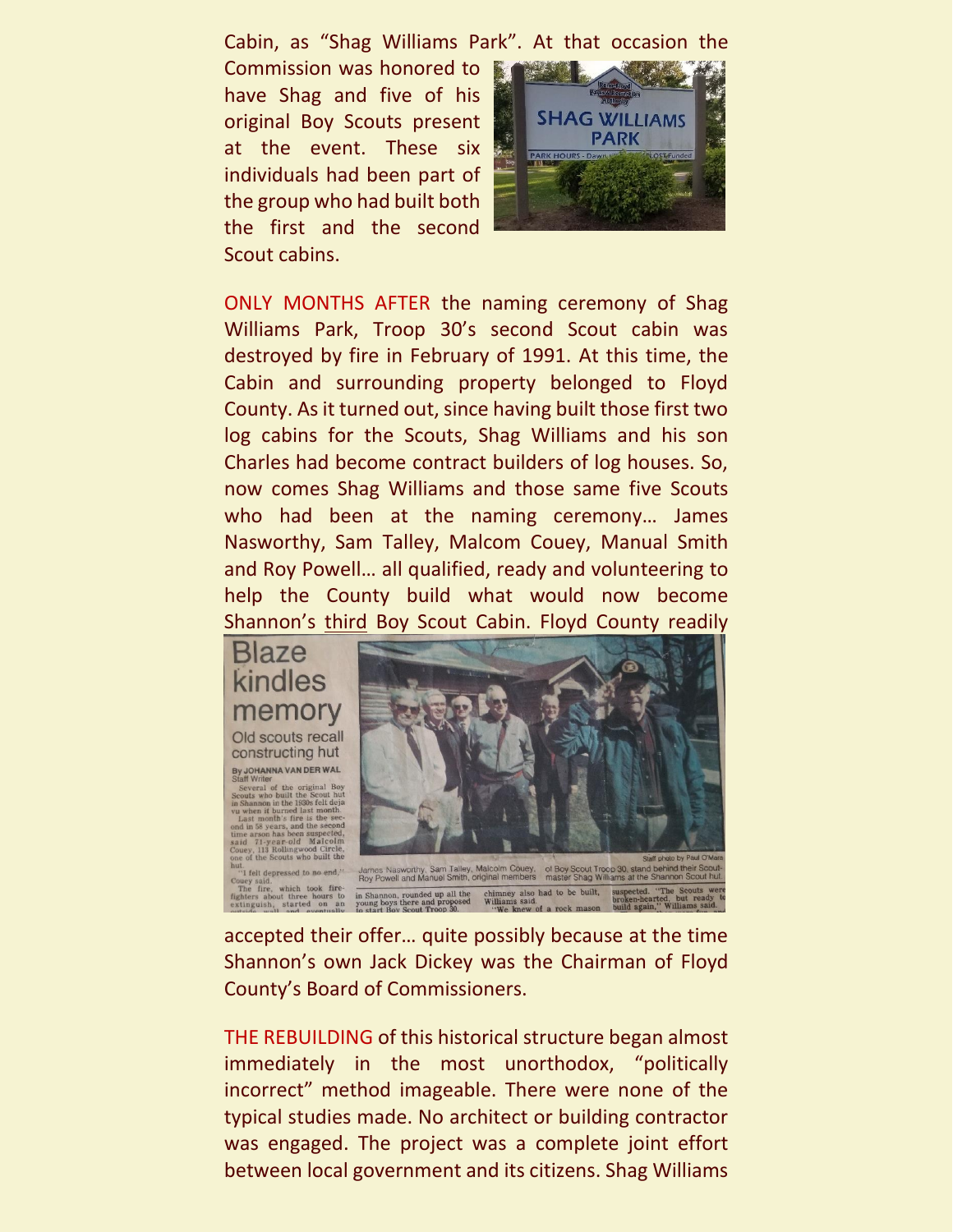Cabin, as "Shag Williams Park". At that occasion the Commission was honored to have Shag and five of his original Boy Scouts present at the event. These six individuals had been part of the group who had built both the first and the second Scout cabins.

ONLY MONTHS AFTER the naming ceremony of Shag Williams Park, Troop 30's second Scout cabin was destroyed by fire in February of 1991. At this time, the Cabin and surrounding property belonged to Floyd County. As it turned out, since having built those first two log cabins for the Scouts, Shag Williams and his son Charles had become contract builders of log houses. So, now comes Shag Williams and those same five Scouts who had been at the naming ceremony… James Nasworthy, Sam Talley, Malcom Couey, Manual Smith and Roy Powell… all qualified, ready and volunteering to help the County build what would now become Shannon's third Boy Scout Cabin. Floyd County readily accepted their offer… quite possibly because at the time Shannon's own Jack Dickey was the Chairman of Floyd County's Board of Commissioners.

THE REBUILDING of this historical structure began almost immediately in the most unorthodox, "politically incorrect" method imageable. There were none of the typical studies made. No architect or building contractor was engaged. The project was a complete joint effort between local government and its citizens. Shag Williams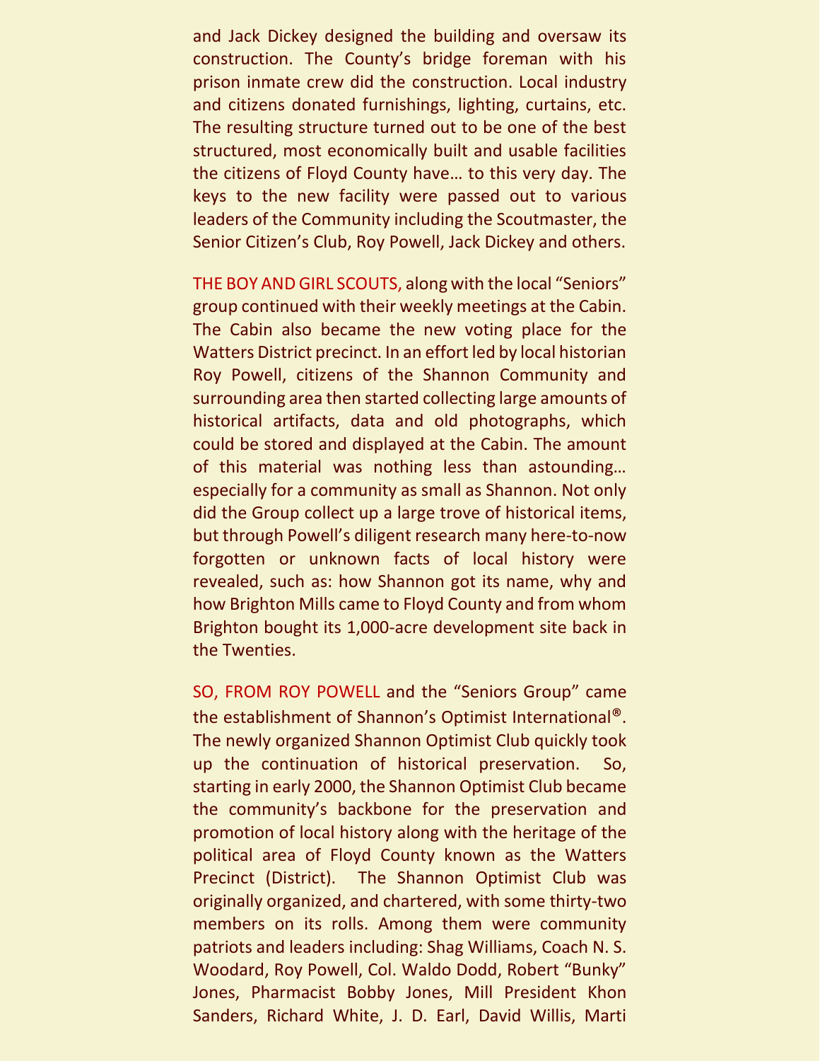and Jack Dickey designed the building and oversaw its construction. The County's bridge foreman with his prison inmate crew did the construction. Local industry and citizens donated furnishings, lighting, curtains, etc. The resulting structure turned out to be one of the best structured, most economically built and usable facilities the citizens of Floyd County have… to this very day. The keys to the new facility were passed out to various leaders of the Community including the Scoutmaster, the Senior Citizen's Club, Roy Powell, Jack Dickey and others.

THE BOY AND GIRL SCOUTS, along with the local "Seniors" group continued with their weekly meetings at the Cabin. The Cabin also became the new voting place for the Watters District precinct. In an effort led by local historian Roy Powell, citizens of the Shannon Community and surrounding area then started collecting large amounts of historical artifacts, data and old photographs, which could be stored and displayed at the Cabin. The amount of this material was nothing less than astounding… especially for a community as small as Shannon. Not only did the Group collect up a large trove of historical items, but through Powell's diligent research many here-to-now forgotten or unknown facts of local history were revealed, such as: how Shannon got its name, why and how Brighton Mills came to Floyd County and from whom Brighton bought its 1,000-acre development site back in the Twenties.

SO, FROM ROY POWELL and the "Seniors Group" came the establishment of Shannon's Optimist International®. The newly organized Shannon Optimist Club quickly took up the continuation of historical preservation. So, starting in early 2000, the Shannon Optimist Club became the community's backbone for the preservation and promotion of local history along with the heritage of the political area of Floyd County known as the Watters Precinct (District). The Shannon Optimist Club was originally organized, and chartered, with some thirty-two members on its rolls. Among them were community patriots and leaders including: Shag Williams, Coach N. S. Woodard, Roy Powell, Col. Waldo Dodd, Robert "Bunky" Jones, Pharmacist Bobby Jones, Mill President Khon Sanders, Richard White, J. D. Earl, David Willis, Marti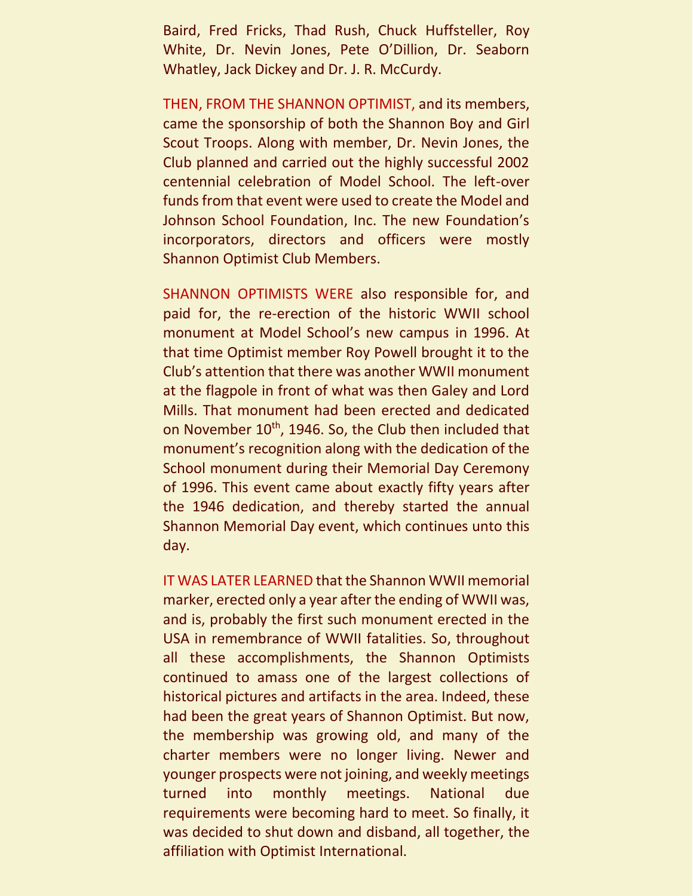Baird, Fred Fricks, Thad Rush, Chuck Huffsteller, Roy White, Dr. Nevin Jones, Pete O'Dillion, Dr. Seaborn Whatley, Jack Dickey and Dr. J. R. McCurdy.

THEN, FROM THE SHANNON OPTIMIST, and its members, came the sponsorship of both the Shannon Boy and Girl Scout Troops. Along with member, Dr. Nevin Jones, the Club planned and carried out the highly successful 2002 centennial celebration of Model School. The left-over funds from that event were used to create the Model and Johnson School Foundation, Inc. The new Foundation's incorporators, directors and officers were mostly Shannon Optimist Club Members.

SHANNON OPTIMISTS WERE also responsible for, and paid for, the re-erection of the historic WWII school monument at Model School's new campus in 1996. At that time Optimist member Roy Powell brought it to the Club's attention that there was another WWII monument at the flagpole in front of what was then Galey and Lord Mills. That monument had been erected and dedicated on November 10th, 1946. So, the Club then included that monument's recognition along with the dedication of the School monument during their Memorial Day Ceremony of 1996. This event came about exactly fifty years after the 1946 dedication, and thereby started the annual Shannon Memorial Day event, which continues unto this day.

IT WAS LATER LEARNED that the Shannon WWII memorial marker, erected only a year after the ending of WWII was, and is, probably the first such monument erected in the USA in remembrance of WWII fatalities. So, throughout all these accomplishments, the Shannon Optimists continued to amass one of the largest collections of historical pictures and artifacts in the area. Indeed, these had been the great years of Shannon Optimist. But now, the membership was growing old, and many of the charter members were no longer living. Newer and younger prospects were not joining, and weekly meetings turned into monthly meetings. National due requirements were becoming hard to meet. So finally, it was decided to shut down and disband, all together, the affiliation with Optimist International.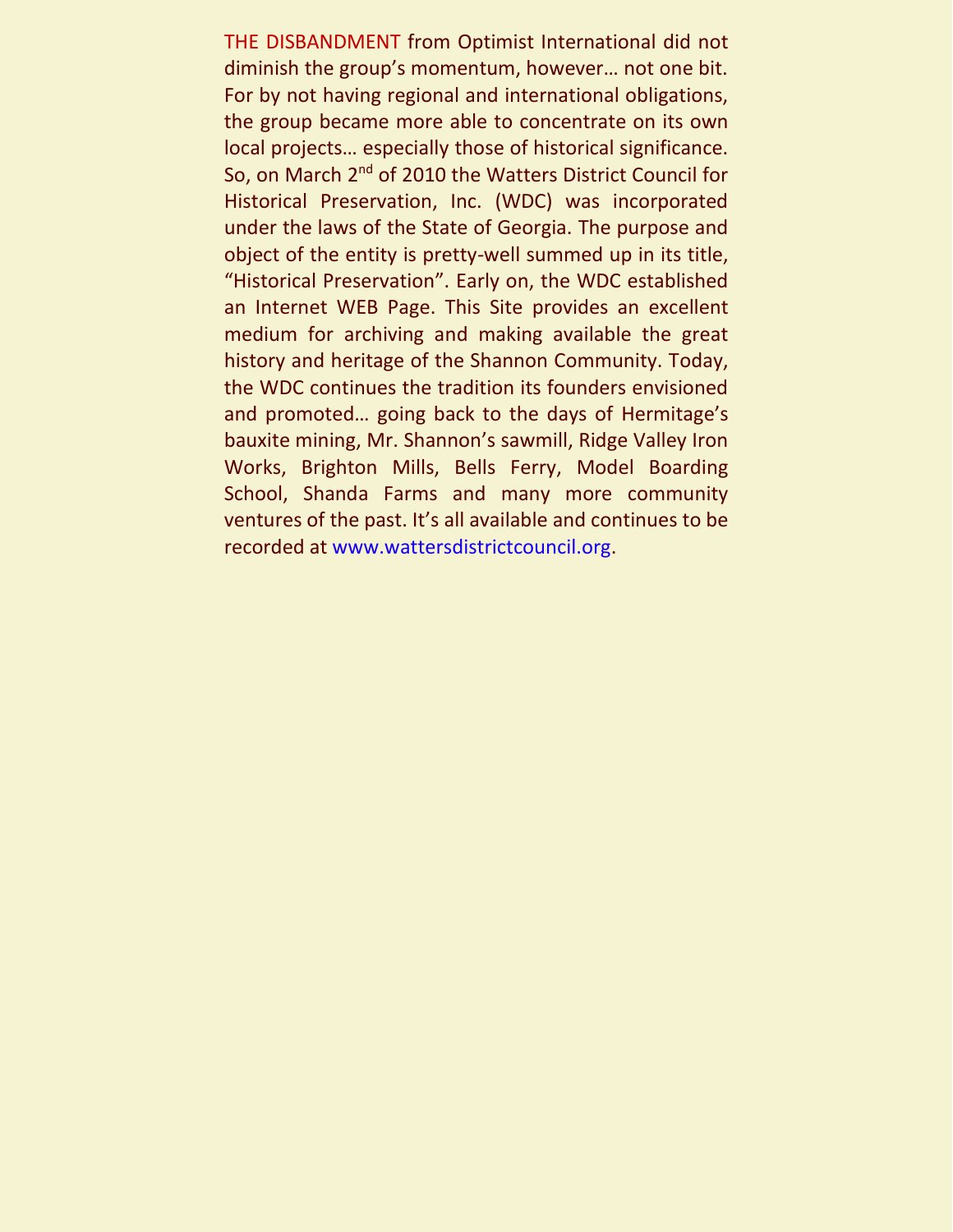THE DISBANDMENT from Optimist International did not diminish the group's momentum, however… not one bit. For by not having regional and international obligations, the group became more able to concentrate on its own local projects… especially those of historical significance. So, on March 2nd of 2010 the Watters District Council for Historical Preservation, Inc. (WDC) was incorporated under the laws of the State of Georgia. The purpose and object of the entity is pretty-well summed up in its title, "Historical Preservation". Early on, the WDC established an Internet WEB Page. This Site provides an excellent medium for archiving and making available the great history and heritage of the Shannon Community. Today, the WDC continues the tradition its founders envisioned and promoted… going back to the days of Hermitage's bauxite mining, Mr. Shannon's sawmill, Ridge Valley Iron Works, Brighton Mills, Bells Ferry, Model Boarding School, Shanda Farms and many more community ventures of the past. It's all available and continues to be recorded at www.wattersdistrictcouncil.org.